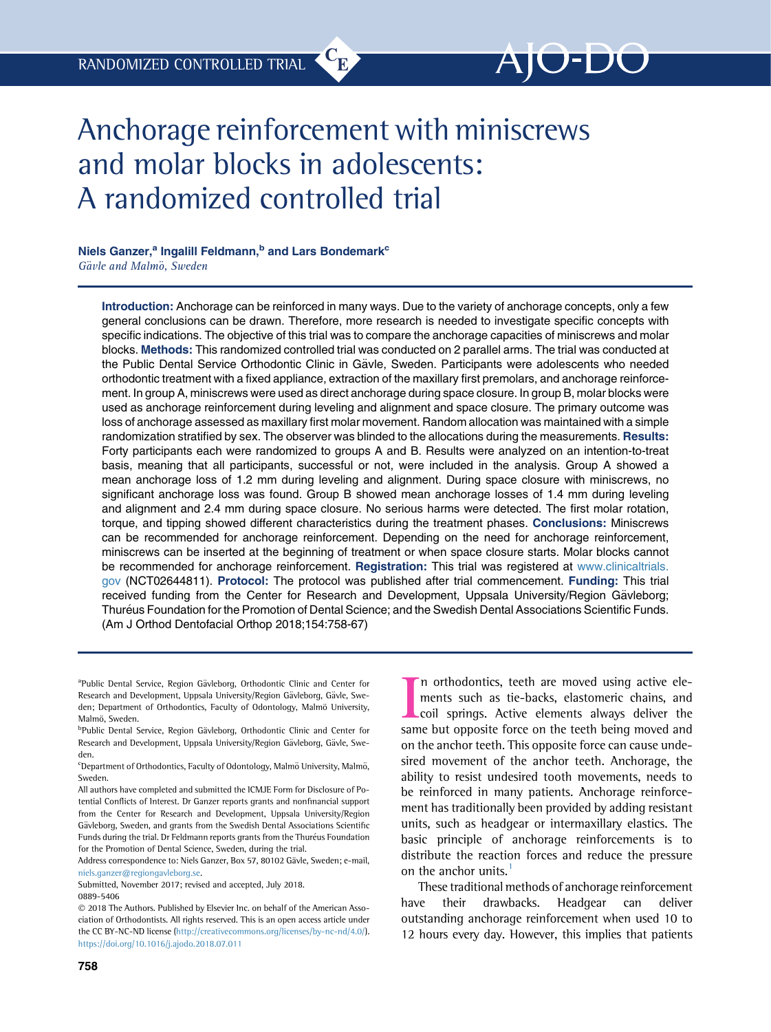RANDOMIZED CONTROLLED TRIAL

# Anchorage reinforcement with miniscrews and molar blocks in adolescents: A randomized controlled trial

**Niels Ganzer,[a] Ingalill Feldmann,[b] and Lars Bondemark[c]**
*Gävle and Malmö, Sweden*

**Introduction:** Anchorage can be reinforced in many ways. Due to the variety of anchorage concepts, only a few general conclusions can be drawn. Therefore, more research is needed to investigate specific concepts with specific indications. The objective of this trial was to compare the anchorage capacities of miniscrews and molar blocks. **Methods:** This randomized controlled trial was conducted on 2 parallel arms. The trial was conducted at the Public Dental Service Orthodontic Clinic in Gävle, Sweden. Participants were adolescents who needed orthodontic treatment with a fixed appliance, extraction of the maxillary first premolars, and anchorage reinforcement. In group A, miniscrews were used as direct anchorage during space closure. In group B, molar blocks were used as anchorage reinforcement during leveling and alignment and space closure. The primary outcome was loss of anchorage assessed as maxillary first molar movement. Random allocation was maintained with a simple randomization stratified by sex. The observer was blinded to the allocations during the measurements. **Results:** Forty participants each were randomized to groups A and B. Results were analyzed on an intention-to-treat basis, meaning that all participants, successful or not, were included in the analysis. Group A showed a mean anchorage loss of 1.2 mm during leveling and alignment. During space closure with miniscrews, no significant anchorage loss was found. Group B showed mean anchorage losses of 1.4 mm during leveling and alignment and 2.4 mm during space closure. No serious harms were detected. The first molar rotation, torque, and tipping showed different characteristics during the treatment phases. **Conclusions:** Miniscrews can be recommended for anchorage reinforcement. Depending on the need for anchorage reinforcement, miniscrews can be inserted at the beginning of treatment or when space closure starts. Molar blocks cannot be recommended for anchorage reinforcement. **Registration:** This trial was registered at www.clinicaltrials.gov (NCT02644811). **Protocol:** The protocol was published after trial commencement. **Funding:** This trial received funding from the Center for Research and Development, Uppsala University/Region Gävleborg; Thuréus Foundation for the Promotion of Dental Science; and the Swedish Dental Associations Scientific Funds. (Am J Orthod Dentofacial Orthop 2018;154:758-67)

[a]Public Dental Service, Region Gävleborg, Orthodontic Clinic and Center for Research and Development, Uppsala University/Region Gävleborg, Gävle, Sweden; Department of Orthodontics, Faculty of Odontology, Malmö University, Malmö, Sweden.

[b]Public Dental Service, Region Gävleborg, Orthodontic Clinic and Center for Research and Development, Uppsala University/Region Gävleborg, Gävle, Sweden.

[c]Department of Orthodontics, Faculty of Odontology, Malmö University, Malmö, Sweden.

All authors have completed and submitted the ICMJE Form for Disclosure of Potential Conflicts of Interest. Dr Ganzer reports grants and nonfinancial support from the Center for Research and Development, Uppsala University/Region Gävleborg, Sweden, and grants from the Swedish Dental Associations Scientific Funds during the trial. Dr Feldmann reports grants from the Thuréus Foundation for the Promotion of Dental Science, Sweden, during the trial.

Address correspondence to: Niels Ganzer, Box 57, 80102 Gävle, Sweden; e-mail, niels.ganzer@regiongavleborg.se.

Submitted, November 2017; revised and accepted, July 2018.

0889-5406

© 2018 The Authors. Published by Elsevier Inc. on behalf of the American Association of Orthodontists. All rights reserved. This is an open access article under the CC BY-NC-ND license (http://creativecommons.org/licenses/by-nc-nd/4.0/).

https://doi.org/10.1016/j.ajodo.2018.07.011

In orthodontics, teeth are moved using active elements such as tie-backs, elastomeric chains, and coil springs. Active elements always deliver the same but opposite force on the teeth being moved and on the anchor teeth. This opposite force can cause undesired movement of the anchor teeth. Anchorage, the ability to resist undesired tooth movements, needs to be reinforced in many patients. Anchorage reinforcement has traditionally been provided by adding resistant units, such as headgear or intermaxillary elastics. The basic principle of anchorage reinforcements is to distribute the reaction forces and reduce the pressure on the anchor units.[1]

These traditional methods of anchorage reinforcement have their drawbacks. Headgear can deliver outstanding anchorage reinforcement when used 10 to 12 hours every day. However, this implies that patients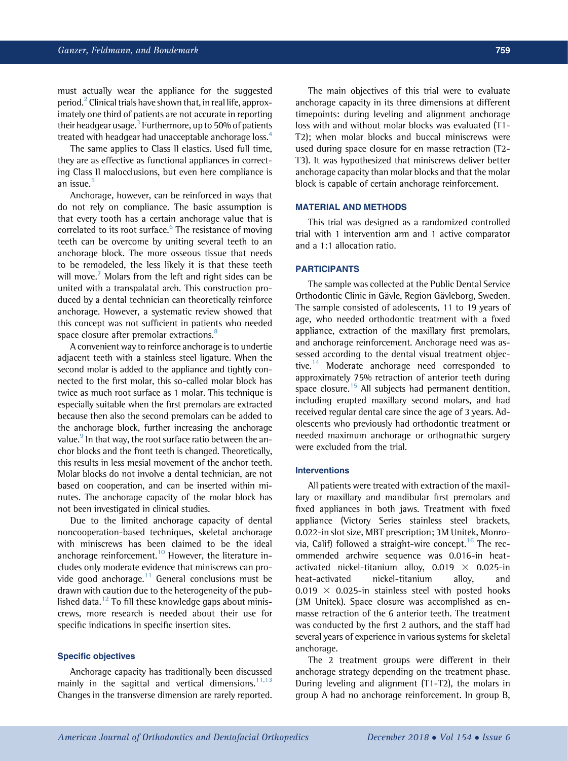must actually wear the appliance for the suggested period.[2] Clinical trials have shown that, in real life, approximately one third of patients are not accurate in reporting their headgear usage.[3] Furthermore, up to 50% of patients treated with headgear had unacceptable anchorage loss.[4]

The same applies to Class II elastics. Used full time, they are as effective as functional appliances in correcting Class II malocclusions, but even here compliance is an issue.[5]

Anchorage, however, can be reinforced in ways that do not rely on compliance. The basic assumption is that every tooth has a certain anchorage value that is correlated to its root surface.[6] The resistance of moving teeth can be overcome by uniting several teeth to an anchorage block. The more osseous tissue that needs to be remodeled, the less likely it is that these teeth will move.[7] Molars from the left and right sides can be united with a transpalatal arch. This construction produced by a dental technician can theoretically reinforce anchorage. However, a systematic review showed that this concept was not sufficient in patients who needed space closure after premolar extractions.[8]

A convenient way to reinforce anchorage is to undertie adjacent teeth with a stainless steel ligature. When the second molar is added to the appliance and tightly connected to the first molar, this so-called molar block has twice as much root surface as 1 molar. This technique is especially suitable when the first premolars are extracted because then also the second premolars can be added to the anchorage block, further increasing the anchorage value.[9] In that way, the root surface ratio between the anchor blocks and the front teeth is changed. Theoretically, this results in less mesial movement of the anchor teeth. Molar blocks do not involve a dental technician, are not based on cooperation, and can be inserted within minutes. The anchorage capacity of the molar block has not been investigated in clinical studies.

Due to the limited anchorage capacity of dental noncooperation-based techniques, skeletal anchorage with miniscrews has been claimed to be the ideal anchorage reinforcement.[10] However, the literature includes only moderate evidence that miniscrews can provide good anchorage.[11] General conclusions must be drawn with caution due to the heterogeneity of the published data.[12] To fill these knowledge gaps about miniscrews, more research is needed about their use for specific indications in specific insertion sites.

### Specific objectives

Anchorage capacity has traditionally been discussed mainly in the sagittal and vertical dimensions.[11,13] Changes in the transverse dimension are rarely reported.

The main objectives of this trial were to evaluate anchorage capacity in its three dimensions at different timepoints: during leveling and alignment anchorage loss with and without molar blocks was evaluated (T1-T2); when molar blocks and buccal miniscrews were used during space closure for en masse retraction (T2-T3). It was hypothesized that miniscrews deliver better anchorage capacity than molar blocks and that the molar block is capable of certain anchorage reinforcement.

## MATERIAL AND METHODS

This trial was designed as a randomized controlled trial with 1 intervention arm and 1 active comparator and a 1:1 allocation ratio.

## PARTICIPANTS

The sample was collected at the Public Dental Service Orthodontic Clinic in Gävle, Region Gävleborg, Sweden. The sample consisted of adolescents, 11 to 19 years of age, who needed orthodontic treatment with a fixed appliance, extraction of the maxillary first premolars, and anchorage reinforcement. Anchorage need was assessed according to the dental visual treatment objective.[14] Moderate anchorage need corresponded to approximately 75% retraction of anterior teeth during space closure.[15] All subjects had permanent dentition, including erupted maxillary second molars, and had received regular dental care since the age of 3 years. Adolescents who previously had orthodontic treatment or needed maximum anchorage or orthognathic surgery were excluded from the trial.

### Interventions

All patients were treated with extraction of the maxillary or maxillary and mandibular first premolars and fixed appliances in both jaws. Treatment with fixed appliance (Victory Series stainless steel brackets, 0.022-in slot size, MBT prescription; 3M Unitek, Monrovia, Calif) followed a straight-wire concept.[16] The recommended archwire sequence was 0.016-in heat-activated nickel-titanium alloy, 0.019 × 0.025-in heat-activated nickel-titanium alloy, and 0.019 × 0.025-in stainless steel with posted hooks (3M Unitek). Space closure was accomplished as en-masse retraction of the 6 anterior teeth. The treatment was conducted by the first 2 authors, and the staff had several years of experience in various systems for skeletal anchorage.

The 2 treatment groups were different in their anchorage strategy depending on the treatment phase. During leveling and alignment (T1-T2), the molars in group A had no anchorage reinforcement. In group B,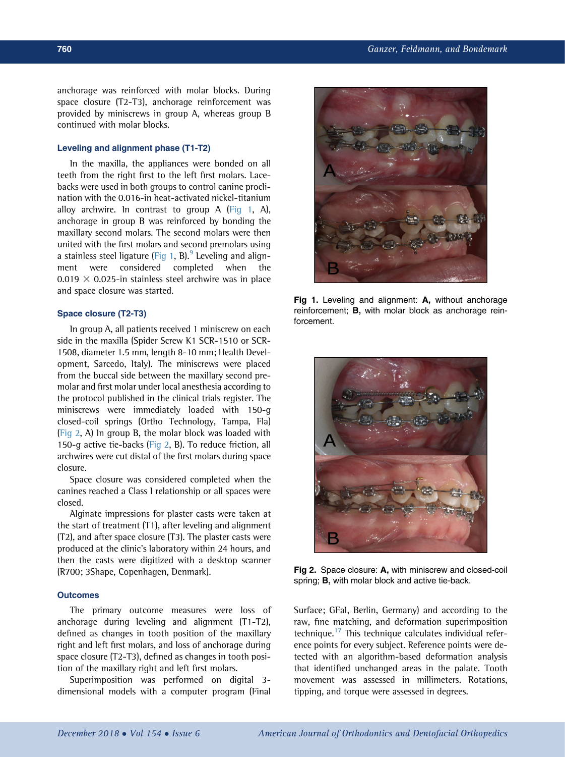anchorage was reinforced with molar blocks. During space closure (T2-T3), anchorage reinforcement was provided by miniscrews in group A, whereas group B continued with molar blocks.

### Leveling and alignment phase (T1-T2)

In the maxilla, the appliances were bonded on all teeth from the right first to the left first molars. Lacebacks were used in both groups to control canine proclination with the 0.016-in heat-activated nickel-titanium alloy archwire. In contrast to group A (Fig 1, A), anchorage in group B was reinforced by bonding the maxillary second molars. The second molars were then united with the first molars and second premolars using a stainless steel ligature (Fig 1, B).[9] Leveling and alignment were considered completed when the 0.019 × 0.025-in stainless steel archwire was in place and space closure was started.

### Space closure (T2-T3)

In group A, all patients received 1 miniscrew on each side in the maxilla (Spider Screw K1 SCR-1510 or SCR-1508, diameter 1.5 mm, length 8-10 mm; Health Development, Sarcedo, Italy). The miniscrews were placed from the buccal side between the maxillary second premolar and first molar under local anesthesia according to the protocol published in the clinical trials register. The miniscrews were immediately loaded with 150-g closed-coil springs (Ortho Technology, Tampa, Fla) (Fig 2, A) In group B, the molar block was loaded with 150-g active tie-backs (Fig 2, B). To reduce friction, all archwires were cut distal of the first molars during space closure.

Space closure was considered completed when the canines reached a Class I relationship or all spaces were closed.

Alginate impressions for plaster casts were taken at the start of treatment (T1), after leveling and alignment (T2), and after space closure (T3). The plaster casts were produced at the clinic's laboratory within 24 hours, and then the casts were digitized with a desktop scanner (R700; 3Shape, Copenhagen, Denmark).

### Outcomes

The primary outcome measures were loss of anchorage during leveling and alignment (T1-T2), defined as changes in tooth position of the maxillary right and left first molars, and loss of anchorage during space closure (T2-T3), defined as changes in tooth position of the maxillary right and left first molars.

Superimposition was performed on digital 3-dimensional models with a computer program (Final Surface; GFaI, Berlin, Germany) and according to the raw, fine matching, and deformation superimposition technique.[17] This technique calculates individual reference points for every subject. Reference points were detected with an algorithm-based deformation analysis that identified unchanged areas in the palate. Tooth movement was assessed in millimeters. Rotations, tipping, and torque were assessed in degrees.

**Fig 1.** Leveling and alignment: **A,** without anchorage reinforcement; **B,** with molar block as anchorage reinforcement.

**Fig 2.** Space closure: **A,** with miniscrew and closed-coil spring; **B,** with molar block and active tie-back.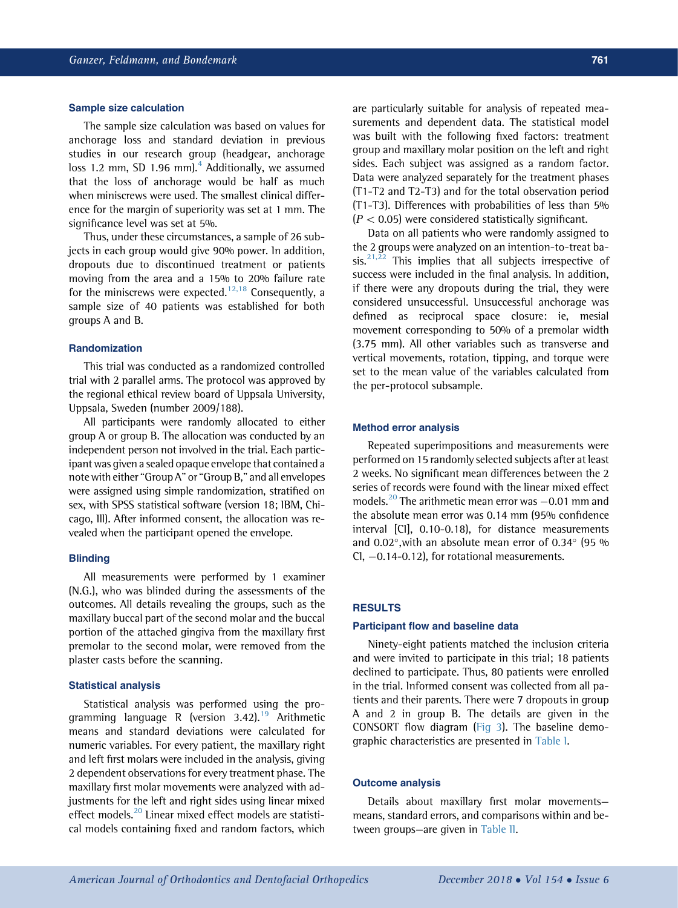### Sample size calculation

The sample size calculation was based on values for anchorage loss and standard deviation in previous studies in our research group (headgear, anchorage loss 1.2 mm, SD 1.96 mm).[4] Additionally, we assumed that the loss of anchorage would be half as much when miniscrews were used. The smallest clinical difference for the margin of superiority was set at 1 mm. The significance level was set at 5%.

Thus, under these circumstances, a sample of 26 subjects in each group would give 90% power. In addition, dropouts due to discontinued treatment or patients moving from the area and a 15% to 20% failure rate for the miniscrews were expected.[12,18] Consequently, a sample size of 40 patients was established for both groups A and B.

### Randomization

This trial was conducted as a randomized controlled trial with 2 parallel arms. The protocol was approved by the regional ethical review board of Uppsala University, Uppsala, Sweden (number 2009/188).

All participants were randomly allocated to either group A or group B. The allocation was conducted by an independent person not involved in the trial. Each participant was given a sealed opaque envelope that contained a note with either "Group A" or "Group B," and all envelopes were assigned using simple randomization, stratified on sex, with SPSS statistical software (version 18; IBM, Chicago, Ill). After informed consent, the allocation was revealed when the participant opened the envelope.

### Blinding

All measurements were performed by 1 examiner (N.G.), who was blinded during the assessments of the outcomes. All details revealing the groups, such as the maxillary buccal part of the second molar and the buccal portion of the attached gingiva from the maxillary first premolar to the second molar, were removed from the plaster casts before the scanning.

### Statistical analysis

Statistical analysis was performed using the programming language R (version 3.42).[19] Arithmetic means and standard deviations were calculated for numeric variables. For every patient, the maxillary right and left first molars were included in the analysis, giving 2 dependent observations for every treatment phase. The maxillary first molar movements were analyzed with adjustments for the left and right sides using linear mixed effect models.[20] Linear mixed effect models are statistical models containing fixed and random factors, which are particularly suitable for analysis of repeated measurements and dependent data. The statistical model was built with the following fixed factors: treatment group and maxillary molar position on the left and right sides. Each subject was assigned as a random factor. Data were analyzed separately for the treatment phases (T1-T2 and T2-T3) and for the total observation period (T1-T3). Differences with probabilities of less than 5% ($P < 0.05$) were considered statistically significant.

Data on all patients who were randomly assigned to the 2 groups were analyzed on an intention-to-treat basis.[21,22] This implies that all subjects irrespective of success were included in the final analysis. In addition, if there were any dropouts during the trial, they were considered unsuccessful. Unsuccessful anchorage was defined as reciprocal space closure: ie, mesial movement corresponding to 50% of a premolar width (3.75 mm). All other variables such as transverse and vertical movements, rotation, tipping, and torque were set to the mean value of the variables calculated from the per-protocol subsample.

### Method error analysis

Repeated superimpositions and measurements were performed on 15 randomly selected subjects after at least 2 weeks. No significant mean differences between the 2 series of records were found with the linear mixed effect models.[20] The arithmetic mean error was −0.01 mm and the absolute mean error was 0.14 mm (95% confidence interval [CI], 0.10-0.18), for distance measurements and 0.02°, with an absolute mean error of 0.34° (95 % CI, −0.14-0.12), for rotational measurements.

## RESULTS

### Participant flow and baseline data

Ninety-eight patients matched the inclusion criteria and were invited to participate in this trial; 18 patients declined to participate. Thus, 80 patients were enrolled in the trial. Informed consent was collected from all patients and their parents. There were 7 dropouts in group A and 2 in group B. The details are given in the CONSORT flow diagram (Fig 3). The baseline demographic characteristics are presented in Table I.

### Outcome analysis

Details about maxillary first molar movements—means, standard errors, and comparisons within and between groups—are given in Table II.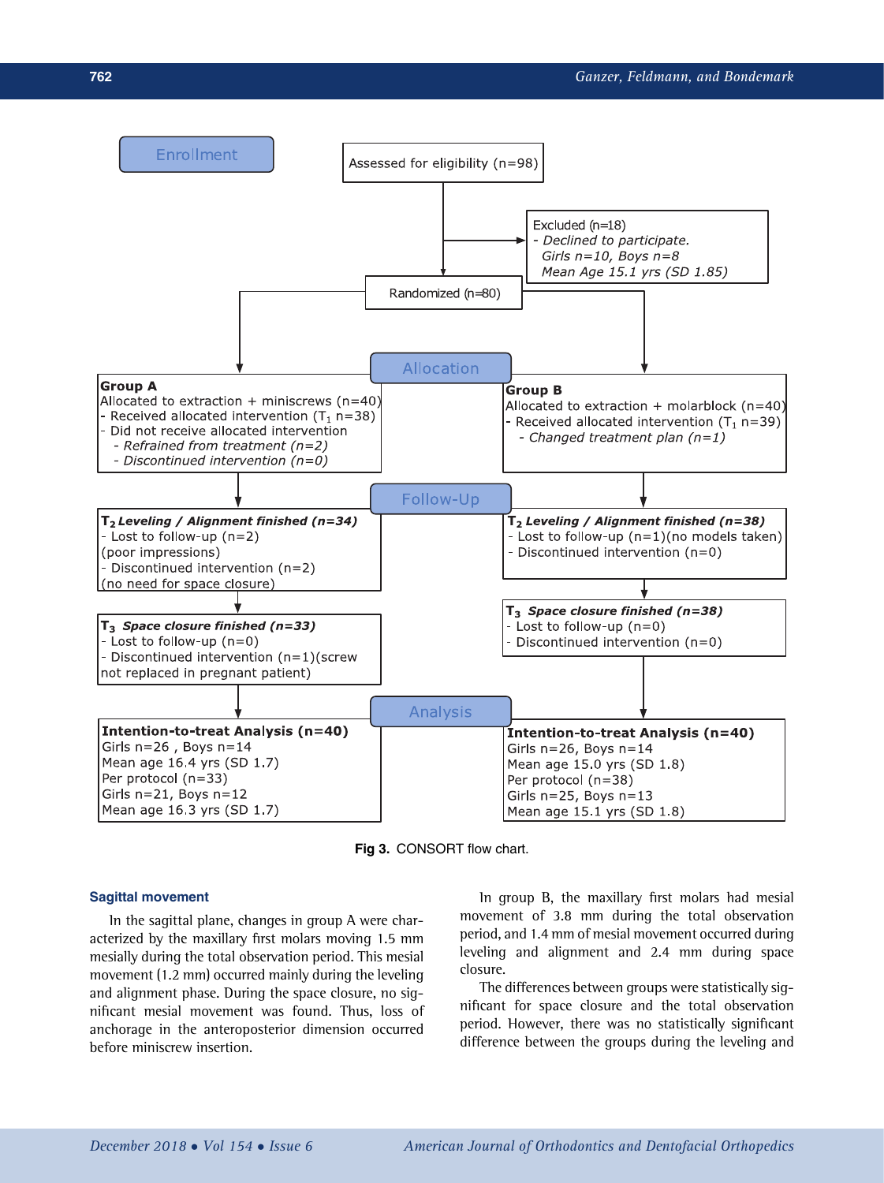Enrollment

Assessed for eligibility (n=98)

Excluded (n=18)
- *Declined to participate.*
*Girls n=10, Boys n=8*
*Mean Age 15.1 yrs (SD 1.85)*

Randomized (n=80)

Allocation

**Group A**
Allocated to extraction + miniscrews (n=40)
- Received allocated intervention ($T_1$ n=38)
- Did not receive allocated intervention
  - *Refrained from treatment (n=2)*
  - *Discontinued intervention (n=0)*

**Group B**
Allocated to extraction + molarblock (n=40)
- Received allocated intervention ($T_1$ n=39)
  - *Changed treatment plan (n=1)*

Follow-Up

***$T_2$ Leveling / Alignment finished (n=34)***
- Lost to follow-up (n=2)
(poor impressions)
- Discontinued intervention (n=2)
(no need for space closure)

***$T_2$ Leveling / Alignment finished (n=38)***
- Lost to follow-up (n=1)(no models taken)
- Discontinued intervention (n=0)

***$T_3$ Space closure finished (n=33)***
- Lost to follow-up (n=0)
- Discontinued intervention (n=1)(screw not replaced in pregnant patient)

***$T_3$ Space closure finished (n=38)***
- Lost to follow-up (n=0)
- Discontinued intervention (n=0)

Analysis

**Intention-to-treat Analysis (n=40)**
Girls n=26 , Boys n=14
Mean age 16.4 yrs (SD 1.7)
Per protocol (n=33)
Girls n=21, Boys n=12
Mean age 16.3 yrs (SD 1.7)

**Intention-to-treat Analysis (n=40)**
Girls n=26, Boys n=14
Mean age 15.0 yrs (SD 1.8)
Per protocol (n=38)
Girls n=25, Boys n=13
Mean age 15.1 yrs (SD 1.8)

**Fig 3.** CONSORT flow chart.

### Sagittal movement

In the sagittal plane, changes in group A were characterized by the maxillary first molars moving 1.5 mm mesially during the total observation period. This mesial movement (1.2 mm) occurred mainly during the leveling and alignment phase. During the space closure, no significant mesial movement was found. Thus, loss of anchorage in the anteroposterior dimension occurred before miniscrew insertion.

In group B, the maxillary first molars had mesial movement of 3.8 mm during the total observation period, and 1.4 mm of mesial movement occurred during leveling and alignment and 2.4 mm during space closure.

The differences between groups were statistically significant for space closure and the total observation period. However, there was no statistically significant difference between the groups during the leveling and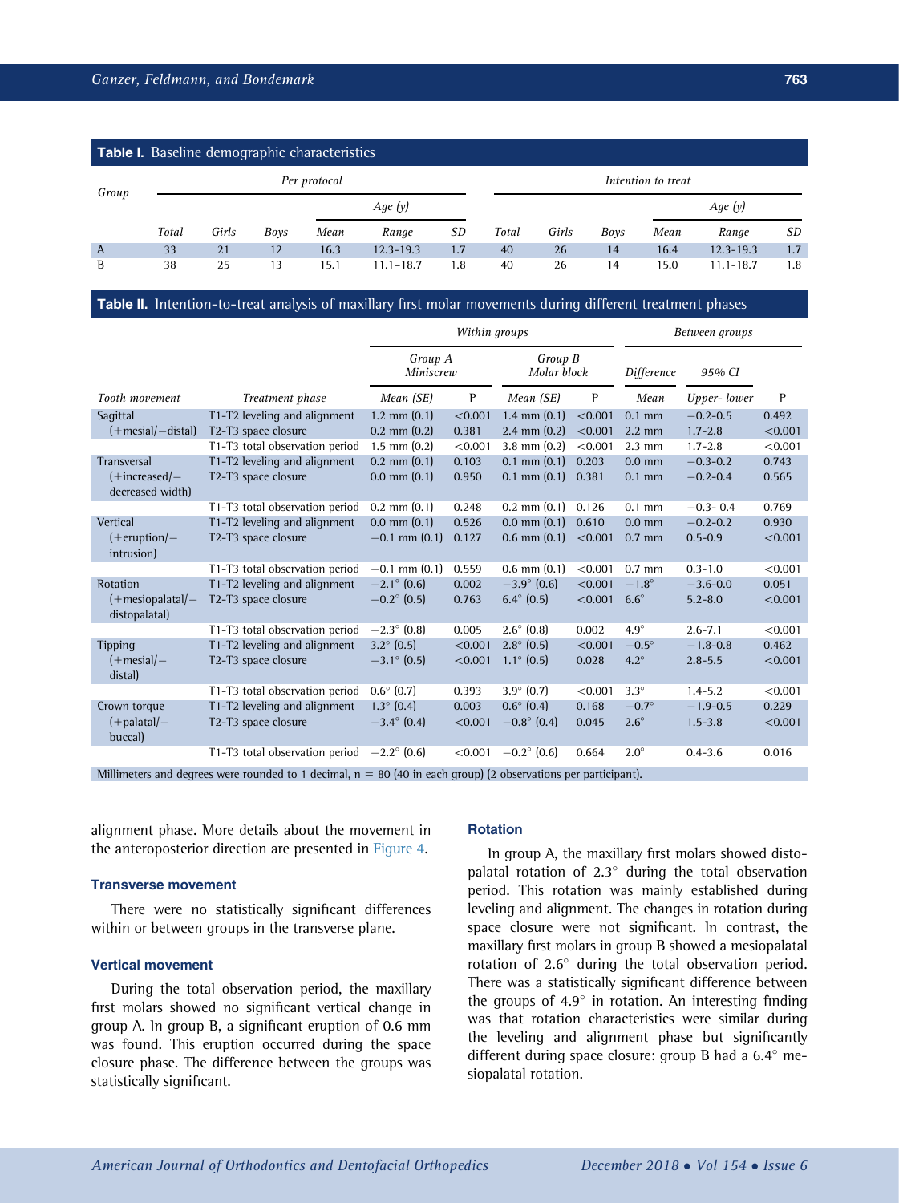**Table I.** Baseline demographic characteristics

| Group | Per protocol | | | | | | Intention to treat | | | | | |
|---|---|---|---|---|---|---|---|---|---|---|---|---|
| | | | | Age (y) | | | | | | Age (y) | | |
| | *Total* | *Girls* | *Boys* | *Mean* | *Range* | *SD* | *Total* | *Girls* | *Boys* | *Mean* | *Range* | *SD* |
| A | 33 | 21 | 12 | 16.3 | 12.3-19.3 | 1.7 | 40 | 26 | 14 | 16.4 | 12.3-19.3 | 1.7 |
| B | 38 | 25 | 13 | 15.1 | 11.1–18.7 | 1.8 | 40 | 26 | 14 | 15.0 | 11.1-18.7 | 1.8 |

**Table II.** Intention-to-treat analysis of maxillary first molar movements during different treatment phases

| | | Within groups | | | | Between groups | | |
|---|---|---|---|---|---|---|---|---|
| | | Group A Miniscrew | | Group B Molar block | | Difference | 95% CI | |
| Tooth movement | Treatment phase | Mean (SE) | P | Mean (SE) | P | Mean | Upper- lower | P |
| Sagittal (+mesial/−distal) | T1-T2 leveling and alignment | 1.2 mm (0.1) | <0.001 | 1.4 mm (0.1) | <0.001 | 0.1 mm | −0.2-0.5 | 0.492 |
| | T2-T3 space closure | 0.2 mm (0.2) | 0.381 | 2.4 mm (0.2) | <0.001 | 2.2 mm | 1.7-2.8 | <0.001 |
| | T1-T3 total observation period | 1.5 mm (0.2) | <0.001 | 3.8 mm (0.2) | <0.001 | 2.3 mm | 1.7-2.8 | <0.001 |
| Transversal (+increased/−decreased width) | T1-T2 leveling and alignment | 0.2 mm (0.1) | 0.103 | 0.1 mm (0.1) | 0.203 | 0.0 mm | −0.3-0.2 | 0.743 |
| | T2-T3 space closure | 0.0 mm (0.1) | 0.950 | 0.1 mm (0.1) | 0.381 | 0.1 mm | −0.2-0.4 | 0.565 |
| | T1-T3 total observation period | 0.2 mm (0.1) | 0.248 | 0.2 mm (0.1) | 0.126 | 0.1 mm | −0.3- 0.4 | 0.769 |
| Vertical (+eruption/−intrusion) | T1-T2 leveling and alignment | 0.0 mm (0.1) | 0.526 | 0.0 mm (0.1) | 0.610 | 0.0 mm | −0.2-0.2 | 0.930 |
| | T2-T3 space closure | −0.1 mm (0.1) | 0.127 | 0.6 mm (0.1) | <0.001 | 0.7 mm | 0.5-0.9 | <0.001 |
| | T1-T3 total observation period | −0.1 mm (0.1) | 0.559 | 0.6 mm (0.1) | <0.001 | 0.7 mm | 0.3-1.0 | <0.001 |
| Rotation (+mesiopalatal/−distopalatal) | T1-T2 leveling and alignment | −2.1° (0.6) | 0.002 | −3.9° (0.6) | <0.001 | −1.8° | −3.6-0.0 | 0.051 |
| | T2-T3 space closure | −0.2° (0.5) | 0.763 | 6.4° (0.5) | <0.001 | 6.6° | 5.2-8.0 | <0.001 |
| | T1-T3 total observation period | −2.3° (0.8) | 0.005 | 2.6° (0.8) | 0.002 | 4.9° | 2.6-7.1 | <0.001 |
| Tipping (+mesial/−distal) | T1-T2 leveling and alignment | 3.2° (0.5) | <0.001 | 2.8° (0.5) | <0.001 | −0.5° | −1.8-0.8 | 0.462 |
| | T2-T3 space closure | −3.1° (0.5) | <0.001 | 1.1° (0.5) | 0.028 | 4.2° | 2.8-5.5 | <0.001 |
| | T1-T3 total observation period | 0.6° (0.7) | 0.393 | 3.9° (0.7) | <0.001 | 3.3° | 1.4-5.2 | <0.001 |
| Crown torque (+palatal/−buccal) | T1-T2 leveling and alignment | 1.3° (0.4) | 0.003 | 0.6° (0.4) | 0.168 | −0.7° | −1.9-0.5 | 0.229 |
| | T2-T3 space closure | −3.4° (0.4) | <0.001 | −0.8° (0.4) | 0.045 | 2.6° | 1.5-3.8 | <0.001 |
| | T1-T3 total observation period | −2.2° (0.6) | <0.001 | −0.2° (0.6) | 0.664 | 2.0° | 0.4-3.6 | 0.016 |

Millimeters and degrees were rounded to 1 decimal, n = 80 (40 in each group) (2 observations per participant).

alignment phase. More details about the movement in the anteroposterior direction are presented in Figure 4.

### Transverse movement

There were no statistically significant differences within or between groups in the transverse plane.

### Vertical movement

During the total observation period, the maxillary first molars showed no significant vertical change in group A. In group B, a significant eruption of 0.6 mm was found. This eruption occurred during the space closure phase. The difference between the groups was statistically significant.

### Rotation

In group A, the maxillary first molars showed disto-palatal rotation of 2.3° during the total observation period. This rotation was mainly established during leveling and alignment. The changes in rotation during space closure were not significant. In contrast, the maxillary first molars in group B showed a mesiopalatal rotation of 2.6° during the total observation period. There was a statistically significant difference between the groups of 4.9° in rotation. An interesting finding was that rotation characteristics were similar during the leveling and alignment phase but significantly different during space closure: group B had a 6.4° mesiopalatal rotation.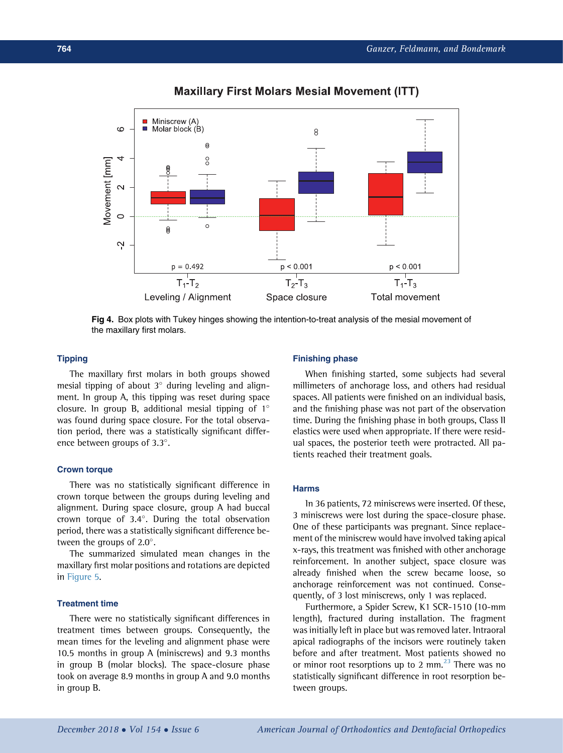**Fig 4.** Box plots with Tukey hinges showing the intention-to-treat analysis of the mesial movement of the maxillary first molars.

### Tipping

The maxillary first molars in both groups showed mesial tipping of about 3° during leveling and alignment. In group A, this tipping was reset during space closure. In group B, additional mesial tipping of 1° was found during space closure. For the total observation period, there was a statistically significant difference between groups of 3.3°.

### Crown torque

There was no statistically significant difference in crown torque between the groups during leveling and alignment. During space closure, group A had buccal crown torque of 3.4°. During the total observation period, there was a statistically significant difference between the groups of 2.0°.

The summarized simulated mean changes in the maxillary first molar positions and rotations are depicted in Figure 5.

### Treatment time

There were no statistically significant differences in treatment times between groups. Consequently, the mean times for the leveling and alignment phase were 10.5 months in group A (miniscrews) and 9.3 months in group B (molar blocks). The space-closure phase took on average 8.9 months in group A and 9.0 months in group B.

### Finishing phase

When finishing started, some subjects had several millimeters of anchorage loss, and others had residual spaces. All patients were finished on an individual basis, and the finishing phase was not part of the observation time. During the finishing phase in both groups, Class II elastics were used when appropriate. If there were residual spaces, the posterior teeth were protracted. All patients reached their treatment goals.

### Harms

In 36 patients, 72 miniscrews were inserted. Of these, 3 miniscrews were lost during the space-closure phase. One of these participants was pregnant. Since replacement of the miniscrew would have involved taking apical x-rays, this treatment was finished with other anchorage reinforcement. In another subject, space closure was already finished when the screw became loose, so anchorage reinforcement was not continued. Consequently, of 3 lost miniscrews, only 1 was replaced.

Furthermore, a Spider Screw, K1 SCR-1510 (10-mm length), fractured during installation. The fragment was initially left in place but was removed later. Intraoral apical radiographs of the incisors were routinely taken before and after treatment. Most patients showed no or minor root resorptions up to 2 mm.[23] There was no statistically significant difference in root resorption between groups.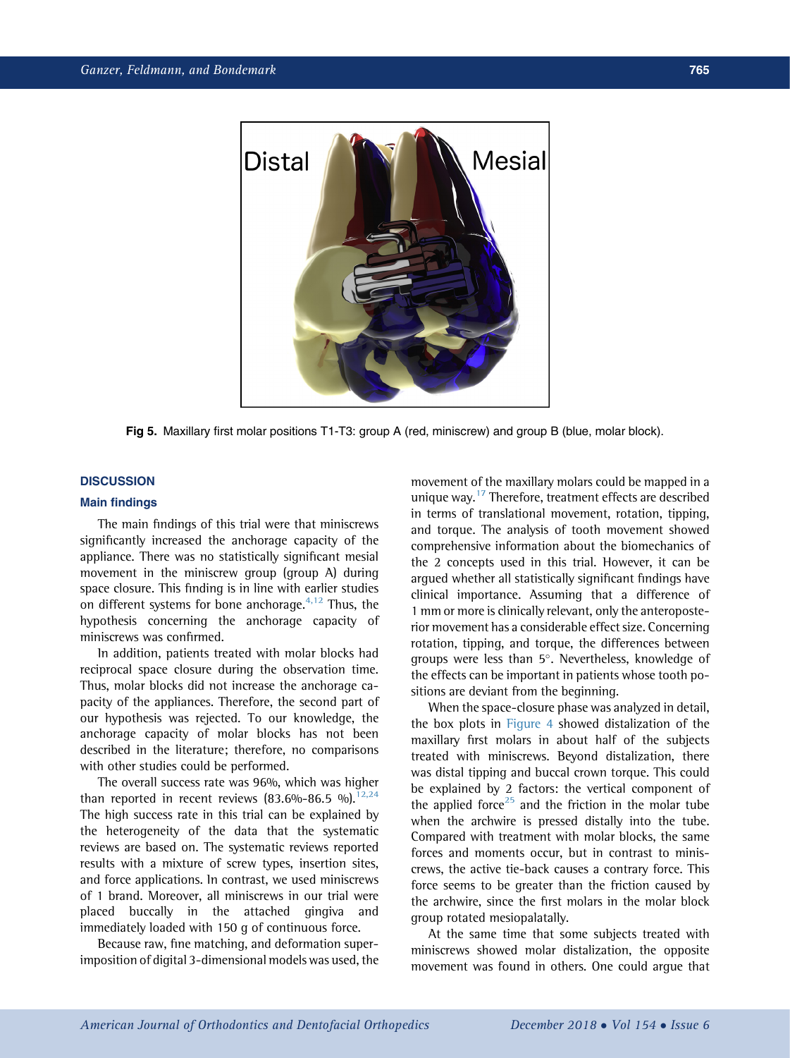Fig 5. Maxillary first molar positions T1-T3: group A (red, miniscrew) and group B (blue, molar block).

## DISCUSSION

### Main findings

The main findings of this trial were that miniscrews significantly increased the anchorage capacity of the appliance. There was no statistically significant mesial movement in the miniscrew group (group A) during space closure. This finding is in line with earlier studies on different systems for bone anchorage.[4,12] Thus, the hypothesis concerning the anchorage capacity of miniscrews was confirmed.

In addition, patients treated with molar blocks had reciprocal space closure during the observation time. Thus, molar blocks did not increase the anchorage capacity of the appliances. Therefore, the second part of our hypothesis was rejected. To our knowledge, the anchorage capacity of molar blocks has not been described in the literature; therefore, no comparisons with other studies could be performed.

The overall success rate was 96%, which was higher than reported in recent reviews (83.6%-86.5 %).[12,24] The high success rate in this trial can be explained by the heterogeneity of the data that the systematic reviews are based on. The systematic reviews reported results with a mixture of screw types, insertion sites, and force applications. In contrast, we used miniscrews of 1 brand. Moreover, all miniscrews in our trial were placed buccally in the attached gingiva and immediately loaded with 150 g of continuous force.

Because raw, fine matching, and deformation superimposition of digital 3-dimensional models was used, the movement of the maxillary molars could be mapped in a unique way.[17] Therefore, treatment effects are described in terms of translational movement, rotation, tipping, and torque. The analysis of tooth movement showed comprehensive information about the biomechanics of the 2 concepts used in this trial. However, it can be argued whether all statistically significant findings have clinical importance. Assuming that a difference of 1 mm or more is clinically relevant, only the anteroposterior movement has a considerable effect size. Concerning rotation, tipping, and torque, the differences between groups were less than 5°. Nevertheless, knowledge of the effects can be important in patients whose tooth positions are deviant from the beginning.

When the space-closure phase was analyzed in detail, the box plots in Figure 4 showed distalization of the maxillary first molars in about half of the subjects treated with miniscrews. Beyond distalization, there was distal tipping and buccal crown torque. This could be explained by 2 factors: the vertical component of the applied force[25] and the friction in the molar tube when the archwire is pressed distally into the tube. Compared with treatment with molar blocks, the same forces and moments occur, but in contrast to miniscrews, the active tie-back causes a contrary force. This force seems to be greater than the friction caused by the archwire, since the first molars in the molar block group rotated mesiopalatally.

At the same time that some subjects treated with miniscrews showed molar distalization, the opposite movement was found in others. One could argue that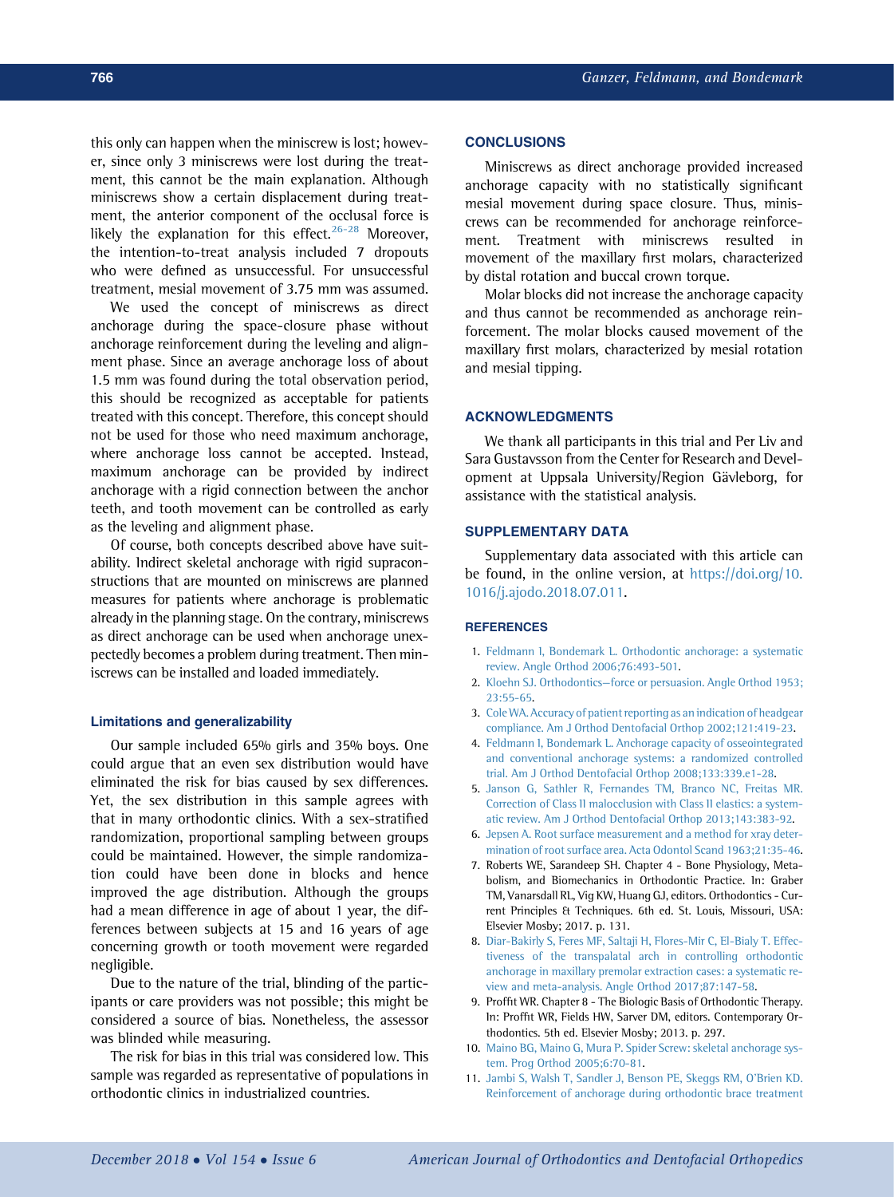this only can happen when the miniscrew is lost; however, since only 3 miniscrews were lost during the treatment, this cannot be the main explanation. Although miniscrews show a certain displacement during treatment, the anterior component of the occlusal force is likely the explanation for this effect.[26-28] Moreover, the intention-to-treat analysis included 7 dropouts who were defined as unsuccessful. For unsuccessful treatment, mesial movement of 3.75 mm was assumed.

We used the concept of miniscrews as direct anchorage during the space-closure phase without anchorage reinforcement during the leveling and alignment phase. Since an average anchorage loss of about 1.5 mm was found during the total observation period, this should be recognized as acceptable for patients treated with this concept. Therefore, this concept should not be used for those who need maximum anchorage, where anchorage loss cannot be accepted. Instead, maximum anchorage can be provided by indirect anchorage with a rigid connection between the anchor teeth, and tooth movement can be controlled as early as the leveling and alignment phase.

Of course, both concepts described above have suitability. Indirect skeletal anchorage with rigid supraconstructions that are mounted on miniscrews are planned measures for patients where anchorage is problematic already in the planning stage. On the contrary, miniscrews as direct anchorage can be used when anchorage unexpectedly becomes a problem during treatment. Then miniscrews can be installed and loaded immediately.

### Limitations and generalizability

Our sample included 65% girls and 35% boys. One could argue that an even sex distribution would have eliminated the risk for bias caused by sex differences. Yet, the sex distribution in this sample agrees with that in many orthodontic clinics. With a sex-stratified randomization, proportional sampling between groups could be maintained. However, the simple randomization could have been done in blocks and hence improved the age distribution. Although the groups had a mean difference in age of about 1 year, the differences between subjects at 15 and 16 years of age concerning growth or tooth movement were regarded negligible.

Due to the nature of the trial, blinding of the participants or care providers was not possible; this might be considered a source of bias. Nonetheless, the assessor was blinded while measuring.

The risk for bias in this trial was considered low. This sample was regarded as representative of populations in orthodontic clinics in industrialized countries.

## CONCLUSIONS

Miniscrews as direct anchorage provided increased anchorage capacity with no statistically significant mesial movement during space closure. Thus, miniscrews can be recommended for anchorage reinforcement. Treatment with miniscrews resulted in movement of the maxillary first molars, characterized by distal rotation and buccal crown torque.

Molar blocks did not increase the anchorage capacity and thus cannot be recommended as anchorage reinforcement. The molar blocks caused movement of the maxillary first molars, characterized by mesial rotation and mesial tipping.

## ACKNOWLEDGMENTS

We thank all participants in this trial and Per Liv and Sara Gustavsson from the Center for Research and Development at Uppsala University/Region Gävleborg, for assistance with the statistical analysis.

## SUPPLEMENTARY DATA

Supplementary data associated with this article can be found, in the online version, at https://doi.org/10.1016/j.ajodo.2018.07.011.

## REFERENCES

1. Feldmann I, Bondemark L. Orthodontic anchorage: a systematic review. Angle Orthod 2006;76:493-501.
2. Kloehn SJ. Orthodontics—force or persuasion. Angle Orthod 1953; 23:55-65.
3. Cole WA. Accuracy of patient reporting as an indication of headgear compliance. Am J Orthod Dentofacial Orthop 2002;121:419-23.
4. Feldmann I, Bondemark L. Anchorage capacity of osseointegrated and conventional anchorage systems: a randomized controlled trial. Am J Orthod Dentofacial Orthop 2008;133:339.e1-28.
5. Janson G, Sathler R, Fernandes TM, Branco NC, Freitas MR. Correction of Class II malocclusion with Class II elastics: a systematic review. Am J Orthod Dentofacial Orthop 2013;143:383-92.
6. Jepsen A. Root surface measurement and a method for xray determination of root surface area. Acta Odontol Scand 1963;21:35-46.
7. Roberts WE, Sarandeep SH. Chapter 4 - Bone Physiology, Metabolism, and Biomechanics in Orthodontic Practice. In: Graber TM, Vanarsdall RL, Vig KW, Huang GJ, editors. Orthodontics - Current Principles & Techniques. 6th ed. St. Louis, Missouri, USA: Elsevier Mosby; 2017. p. 131.
8. Diar-Bakirly S, Feres MF, Saltaji H, Flores-Mir C, El-Bialy T. Effectiveness of the transpalatal arch in controlling orthodontic anchorage in maxillary premolar extraction cases: a systematic review and meta-analysis. Angle Orthod 2017;87:147-58.
9. Proffit WR. Chapter 8 - The Biologic Basis of Orthodontic Therapy. In: Proffit WR, Fields HW, Sarver DM, editors. Contemporary Orthodontics. 5th ed. Elsevier Mosby; 2013. p. 297.
10. Maino BG, Maino G, Mura P. Spider Screw: skeletal anchorage system. Prog Orthod 2005;6:70-81.
11. Jambi S, Walsh T, Sandler J, Benson PE, Skeggs RM, O'Brien KD. Reinforcement of anchorage during orthodontic brace treatment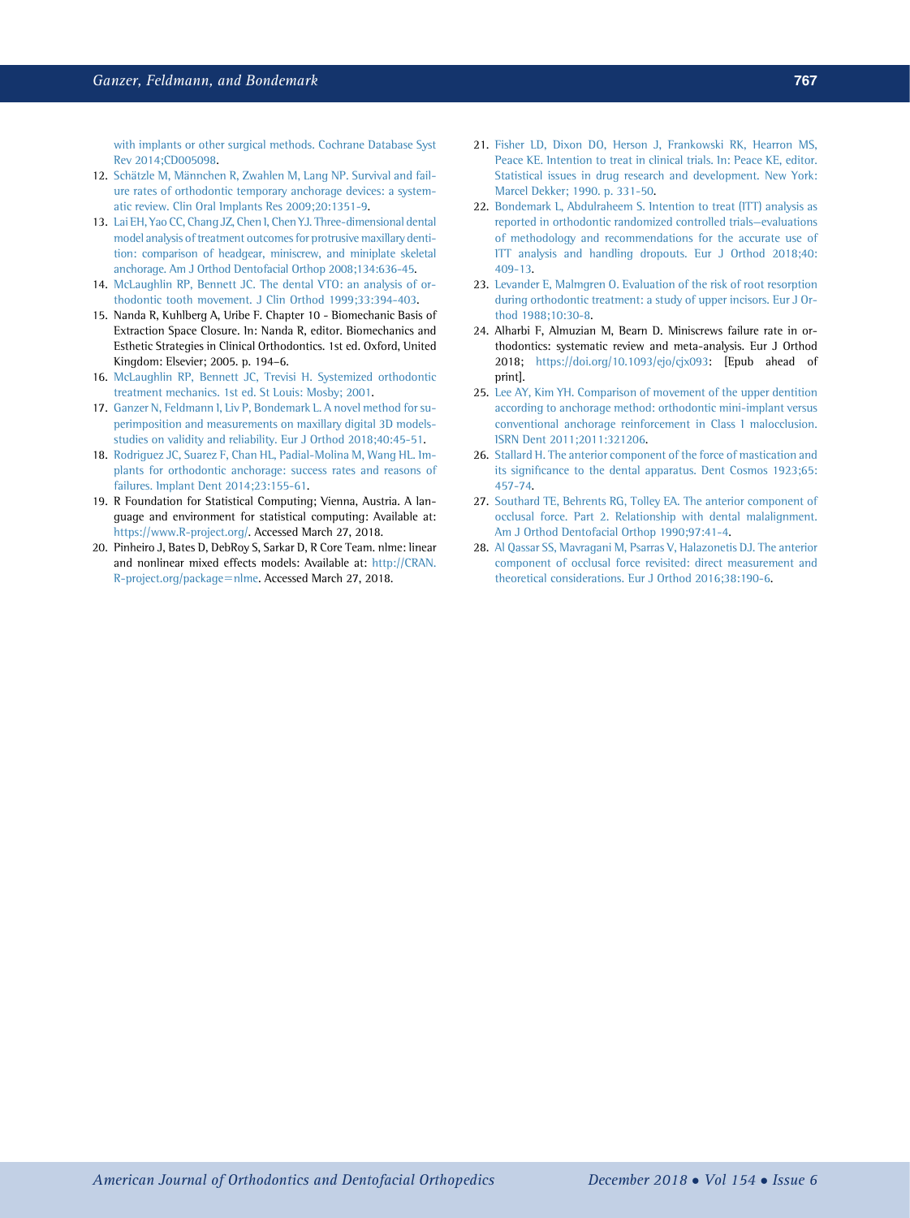with implants or other surgical methods. Cochrane Database Syst Rev 2014;CD005098.

12. Schätzle M, Männchen R, Zwahlen M, Lang NP. Survival and failure rates of orthodontic temporary anchorage devices: a systematic review. Clin Oral Implants Res 2009;20:1351-9.
13. Lai EH, Yao CC, Chang JZ, Chen I, Chen YJ. Three-dimensional dental model analysis of treatment outcomes for protrusive maxillary dentition: comparison of headgear, miniscrew, and miniplate skeletal anchorage. Am J Orthod Dentofacial Orthop 2008;134:636-45.
14. McLaughlin RP, Bennett JC. The dental VTO: an analysis of orthodontic tooth movement. J Clin Orthod 1999;33:394-403.
15. Nanda R, Kuhlberg A, Uribe F. Chapter 10 - Biomechanic Basis of Extraction Space Closure. In: Nanda R, editor. Biomechanics and Esthetic Strategies in Clinical Orthodontics. 1st ed. Oxford, United Kingdom: Elsevier; 2005. p. 194–6.
16. McLaughlin RP, Bennett JC, Trevisi H. Systemized orthodontic treatment mechanics. 1st ed. St Louis: Mosby; 2001.
17. Ganzer N, Feldmann I, Liv P, Bondemark L. A novel method for superimposition and measurements on maxillary digital 3D models-studies on validity and reliability. Eur J Orthod 2018;40:45-51.
18. Rodriguez JC, Suarez F, Chan HL, Padial-Molina M, Wang HL. Implants for orthodontic anchorage: success rates and reasons of failures. Implant Dent 2014;23:155-61.
19. R Foundation for Statistical Computing; Vienna, Austria. A language and environment for statistical computing: Available at: https://www.R-project.org/. Accessed March 27, 2018.
20. Pinheiro J, Bates D, DebRoy S, Sarkar D, R Core Team. nlme: linear and nonlinear mixed effects models: Available at: http://CRAN.R-project.org/package=nlme. Accessed March 27, 2018.
21. Fisher LD, Dixon DO, Herson J, Frankowski RK, Hearron MS, Peace KE. Intention to treat in clinical trials. In: Peace KE, editor. Statistical issues in drug research and development. New York: Marcel Dekker; 1990. p. 331-50.
22. Bondemark L, Abdulraheem S. Intention to treat (ITT) analysis as reported in orthodontic randomized controlled trials—evaluations of methodology and recommendations for the accurate use of ITT analysis and handling dropouts. Eur J Orthod 2018;40:409-13.
23. Levander E, Malmgren O. Evaluation of the risk of root resorption during orthodontic treatment: a study of upper incisors. Eur J Orthod 1988;10:30-8.
24. Alharbi F, Almuzian M, Bearn D. Miniscrews failure rate in orthodontics: systematic review and meta-analysis. Eur J Orthod 2018; https://doi.org/10.1093/ejo/cjx093: [Epub ahead of print].
25. Lee AY, Kim YH. Comparison of movement of the upper dentition according to anchorage method: orthodontic mini-implant versus conventional anchorage reinforcement in Class I malocclusion. ISRN Dent 2011;2011:321206.
26. Stallard H. The anterior component of the force of mastication and its significance to the dental apparatus. Dent Cosmos 1923;65:457-74.
27. Southard TE, Behrents RG, Tolley EA. The anterior component of occlusal force. Part 2. Relationship with dental malalignment. Am J Orthod Dentofacial Orthop 1990;97:41-4.
28. Al Qassar SS, Mavragani M, Psarras V, Halazonetis DJ. The anterior component of occlusal force revisited: direct measurement and theoretical considerations. Eur J Orthod 2016;38:190-6.